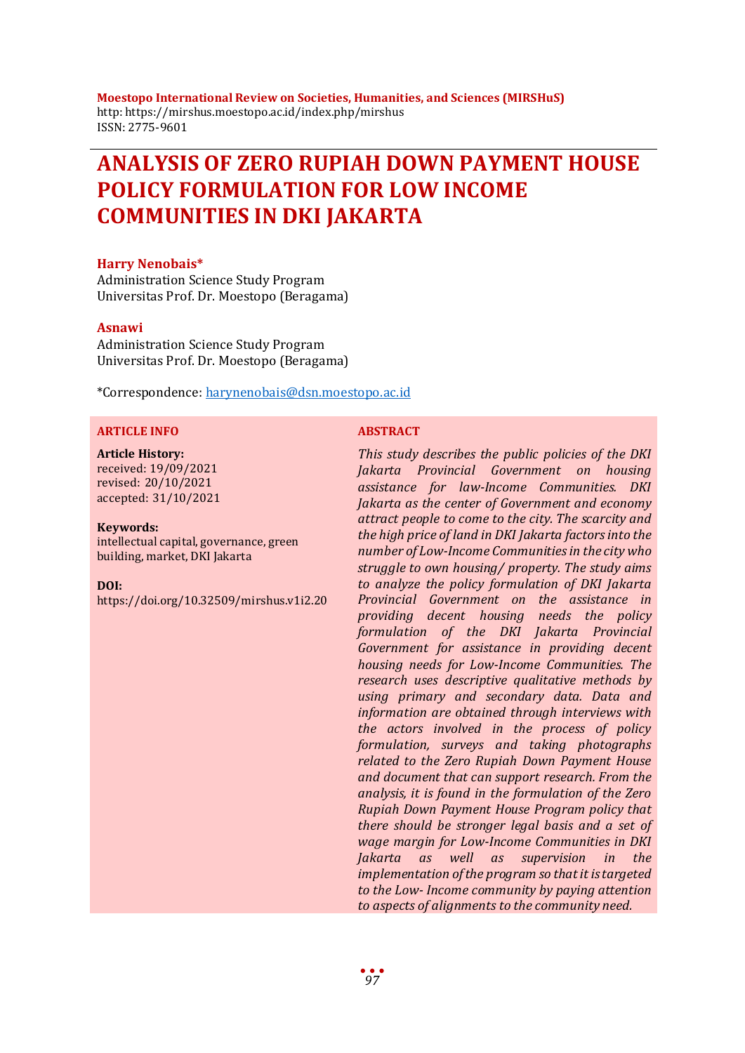**Moestopo International Review on Societies, Humanities, and Sciences (MIRSHuS)**
http: https://mirshus.moestopo.ac.id/index.php/mirshus
ISSN: 2775-9601

# ANALYSIS OF ZERO RUPIAH DOWN PAYMENT HOUSE POLICY FORMULATION FOR LOW INCOME COMMUNITIES IN DKI JAKARTA

**Harry Nenobais***
Administration Science Study Program
Universitas Prof. Dr. Moestopo (Beragama)

**Asnawi**
Administration Science Study Program
Universitas Prof. Dr. Moestopo (Beragama)

*Correspondence: harynenobais@dsn.moestopo.ac.id

## ARTICLE INFO

**Article History:**
received: 19/09/2021
revised: 20/10/2021
accepted: 31/10/2021

**Keywords:**
intellectual capital, governance, green building, market, DKI Jakarta

**DOI:**
https://doi.org/10.32509/mirshus.v1i2.20

## ABSTRACT

*This study describes the public policies of the DKI Jakarta Provincial Government on housing assistance for law-Income Communities. DKI Jakarta as the center of Government and economy attract people to come to the city. The scarcity and the high price of land in DKI Jakarta factors into the number of Low-Income Communities in the city who struggle to own housing/ property. The study aims to analyze the policy formulation of DKI Jakarta Provincial Government on the assistance in providing decent housing needs the policy formulation of the DKI Jakarta Provincial Government for assistance in providing decent housing needs for Low-Income Communities. The research uses descriptive qualitative methods by using primary and secondary data. Data and information are obtained through interviews with the actors involved in the process of policy formulation, surveys and taking photographs related to the Zero Rupiah Down Payment House and document that can support research. From the analysis, it is found in the formulation of the Zero Rupiah Down Payment House Program policy that there should be stronger legal basis and a set of wage margin for Low-Income Communities in DKI Jakarta as well as supervision in the implementation of the program so that it is targeted to the Low- Income community by paying attention to aspects of alignments to the community need.*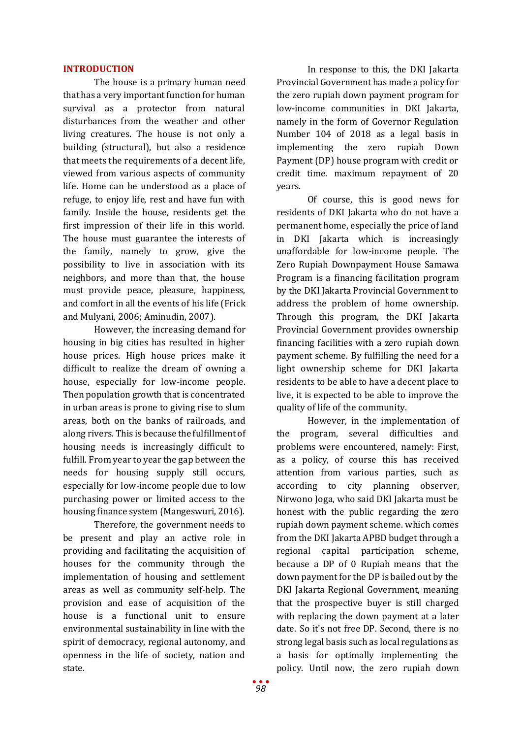## INTRODUCTION

The house is a primary human need that has a very important function for human survival as a protector from natural disturbances from the weather and other living creatures. The house is not only a building (structural), but also a residence that meets the requirements of a decent life, viewed from various aspects of community life. Home can be understood as a place of refuge, to enjoy life, rest and have fun with family. Inside the house, residents get the first impression of their life in this world. The house must guarantee the interests of the family, namely to grow, give the possibility to live in association with its neighbors, and more than that, the house must provide peace, pleasure, happiness, and comfort in all the events of his life (Frick and Mulyani, 2006; Aminudin, 2007).

However, the increasing demand for housing in big cities has resulted in higher house prices. High house prices make it difficult to realize the dream of owning a house, especially for low-income people. Then population growth that is concentrated in urban areas is prone to giving rise to slum areas, both on the banks of railroads, and along rivers. This is because the fulfillment of housing needs is increasingly difficult to fulfill. From year to year the gap between the needs for housing supply still occurs, especially for low-income people due to low purchasing power or limited access to the housing finance system (Mangeswuri, 2016).

Therefore, the government needs to be present and play an active role in providing and facilitating the acquisition of houses for the community through the implementation of housing and settlement areas as well as community self-help. The provision and ease of acquisition of the house is a functional unit to ensure environmental sustainability in line with the spirit of democracy, regional autonomy, and openness in the life of society, nation and state.

In response to this, the DKI Jakarta Provincial Government has made a policy for the zero rupiah down payment program for low-income communities in DKI Jakarta, namely in the form of Governor Regulation Number 104 of 2018 as a legal basis in implementing the zero rupiah Down Payment (DP) house program with credit or credit time. maximum repayment of 20 years.

Of course, this is good news for residents of DKI Jakarta who do not have a permanent home, especially the price of land in DKI Jakarta which is increasingly unaffordable for low-income people. The Zero Rupiah Downpayment House Samawa Program is a financing facilitation program by the DKI Jakarta Provincial Government to address the problem of home ownership. Through this program, the DKI Jakarta Provincial Government provides ownership financing facilities with a zero rupiah down payment scheme. By fulfilling the need for a light ownership scheme for DKI Jakarta residents to be able to have a decent place to live, it is expected to be able to improve the quality of life of the community.

However, in the implementation of the program, several difficulties and problems were encountered, namely: First, as a policy, of course this has received attention from various parties, such as according to city planning observer, Nirwono Joga, who said DKI Jakarta must be honest with the public regarding the zero rupiah down payment scheme. which comes from the DKI Jakarta APBD budget through a regional capital participation scheme, because a DP of 0 Rupiah means that the down payment for the DP is bailed out by the DKI Jakarta Regional Government, meaning that the prospective buyer is still charged with replacing the down payment at a later date. So it's not free DP. Second, there is no strong legal basis such as local regulations as a basis for optimally implementing the policy. Until now, the zero rupiah down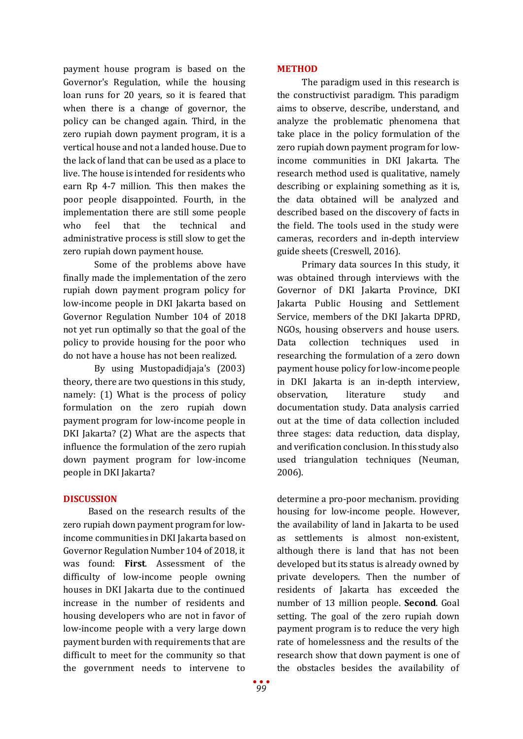payment house program is based on the Governor's Regulation, while the housing loan runs for 20 years, so it is feared that when there is a change of governor, the policy can be changed again. Third, in the zero rupiah down payment program, it is a vertical house and not a landed house. Due to the lack of land that can be used as a place to live. The house is intended for residents who earn Rp 4-7 million. This then makes the poor people disappointed. Fourth, in the implementation there are still some people who feel that the technical and administrative process is still slow to get the zero rupiah down payment house.

Some of the problems above have finally made the implementation of the zero rupiah down payment program policy for low-income people in DKI Jakarta based on Governor Regulation Number 104 of 2018 not yet run optimally so that the goal of the policy to provide housing for the poor who do not have a house has not been realized.

By using Mustopadidjaja's (2003) theory, there are two questions in this study, namely: (1) What is the process of policy formulation on the zero rupiah down payment program for low-income people in DKI Jakarta? (2) What are the aspects that influence the formulation of the zero rupiah down payment program for low-income people in DKI Jakarta?

## METHOD

The paradigm used in this research is the constructivist paradigm. This paradigm aims to observe, describe, understand, and analyze the problematic phenomena that take place in the policy formulation of the zero rupiah down payment program for low-income communities in DKI Jakarta. The research method used is qualitative, namely describing or explaining something as it is, the data obtained will be analyzed and described based on the discovery of facts in the field. The tools used in the study were cameras, recorders and in-depth interview guide sheets (Creswell, 2016).

Primary data sources In this study, it was obtained through interviews with the Governor of DKI Jakarta Province, DKI Jakarta Public Housing and Settlement Service, members of the DKI Jakarta DPRD, NGOs, housing observers and house users. Data collection techniques used in researching the formulation of a zero down payment house policy for low-income people in DKI Jakarta is an in-depth interview, observation, literature study and documentation study. Data analysis carried out at the time of data collection included three stages: data reduction, data display, and verification conclusion. In this study also used triangulation techniques (Neuman, 2006).

## DISCUSSION

Based on the research results of the zero rupiah down payment program for low-income communities in DKI Jakarta based on Governor Regulation Number 104 of 2018, it was found: **First**. Assessment of the difficulty of low-income people owning houses in DKI Jakarta due to the continued increase in the number of residents and housing developers who are not in favor of low-income people with a very large down payment burden with requirements that are difficult to meet for the community so that the government needs to intervene to determine a pro-poor mechanism. providing housing for low-income people. However, the availability of land in Jakarta to be used as settlements is almost non-existent, although there is land that has not been developed but its status is already owned by private developers. Then the number of residents of Jakarta has exceeded the number of 13 million people. **Second**. Goal setting. The goal of the zero rupiah down payment program is to reduce the very high rate of homelessness and the results of the research show that down payment is one of the obstacles besides the availability of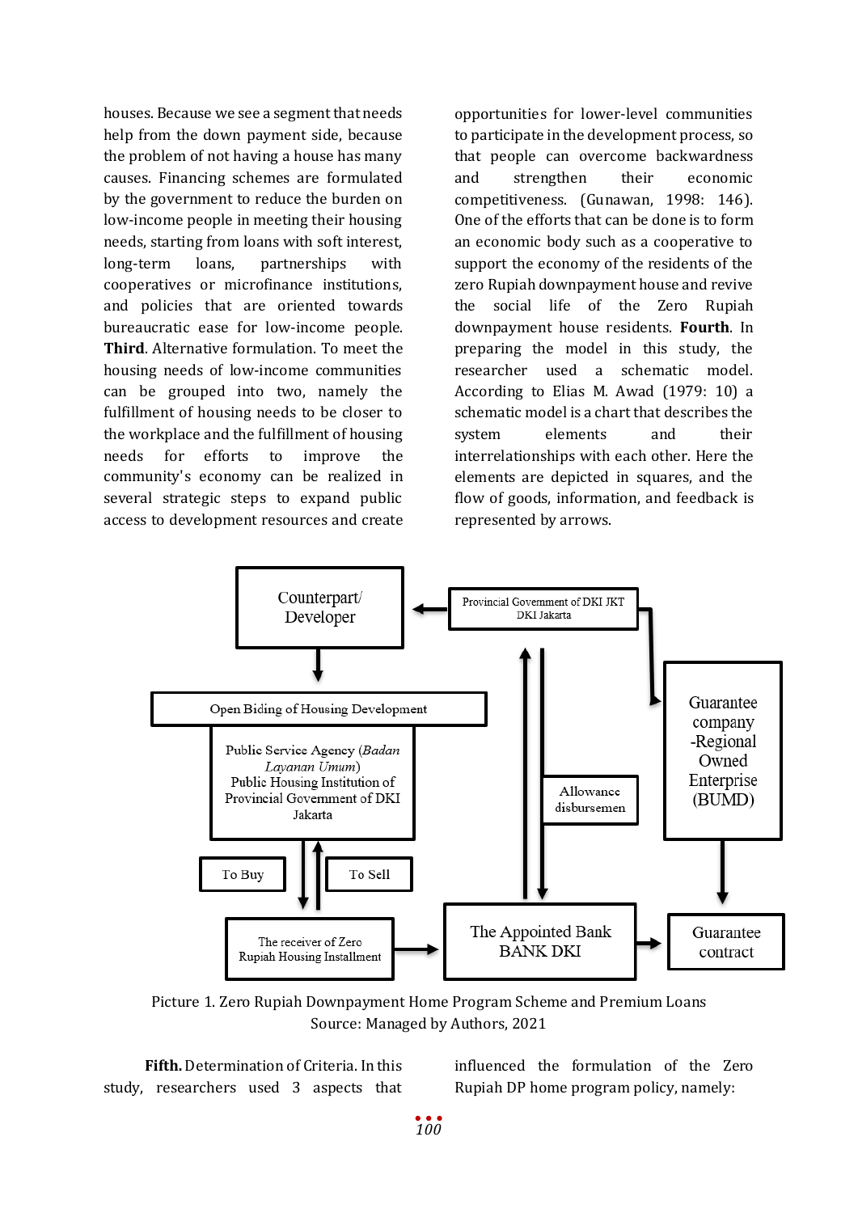houses. Because we see a segment that needs help from the down payment side, because the problem of not having a house has many causes. Financing schemes are formulated by the government to reduce the burden on low-income people in meeting their housing needs, starting from loans with soft interest, long-term loans, partnerships with cooperatives or microfinance institutions, and policies that are oriented towards bureaucratic ease for low-income people. **Third**. Alternative formulation. To meet the housing needs of low-income communities can be grouped into two, namely the fulfillment of housing needs to be closer to the workplace and the fulfillment of housing needs for efforts to improve the community's economy can be realized in several strategic steps to expand public access to development resources and create opportunities for lower-level communities to participate in the development process, so that people can overcome backwardness and strengthen their economic competitiveness. (Gunawan, 1998: 146). One of the efforts that can be done is to form an economic body such as a cooperative to support the economy of the residents of the zero Rupiah downpayment house and revive the social life of the Zero Rupiah downpayment house residents. **Fourth**. In preparing the model in this study, the researcher used a schematic model. According to Elias M. Awad (1979: 10) a schematic model is a chart that describes the system elements and their interrelationships with each other. Here the elements are depicted in squares, and the flow of goods, information, and feedback is represented by arrows.

Counterpart/ Developer

Provincial Government of DKI JKT DKI Jakarta

Open Biding of Housing Development

Public Service Agency (*Badan Layanan Umum*) Public Housing Institution of Provincial Government of DKI Jakarta

Guarantee company -Regional Owned Enterprise (BUMD)

Allowance disbursemen

To Buy

To Sell

The receiver of Zero Rupiah Housing Installment

The Appointed Bank BANK DKI

Guarantee contract

Picture 1. Zero Rupiah Downpayment Home Program Scheme and Premium Loans
Source: Managed by Authors, 2021

**Fifth.** Determination of Criteria. In this study, researchers used 3 aspects that influenced the formulation of the Zero Rupiah DP home program policy, namely: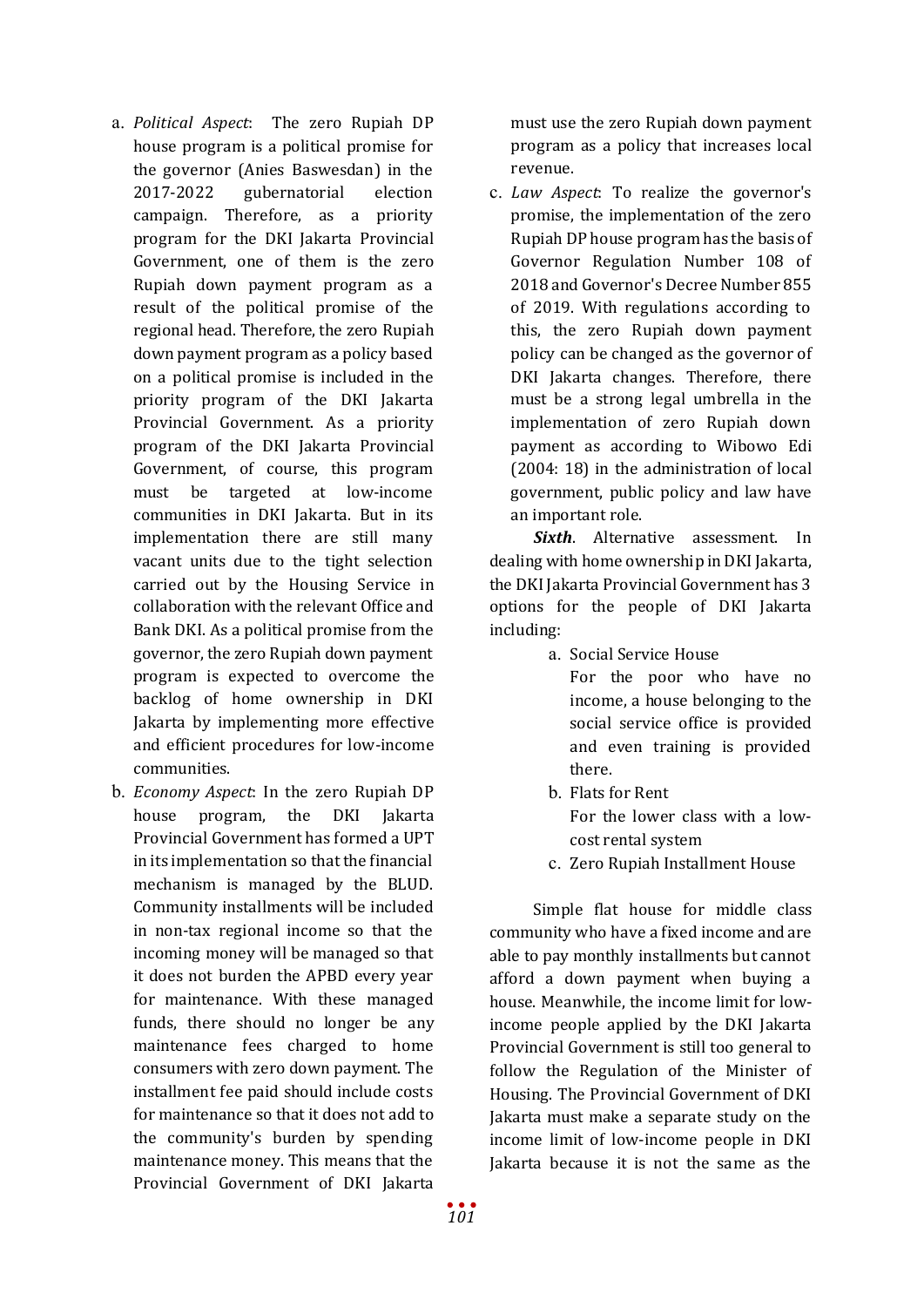a. *Political Aspect*: The zero Rupiah DP house program is a political promise for the governor (Anies Baswesdan) in the 2017-2022 gubernatorial election campaign. Therefore, as a priority program for the DKI Jakarta Provincial Government, one of them is the zero Rupiah down payment program as a result of the political promise of the regional head. Therefore, the zero Rupiah down payment program as a policy based on a political promise is included in the priority program of the DKI Jakarta Provincial Government. As a priority program of the DKI Jakarta Provincial Government, of course, this program must be targeted at low-income communities in DKI Jakarta. But in its implementation there are still many vacant units due to the tight selection carried out by the Housing Service in collaboration with the relevant Office and Bank DKI. As a political promise from the governor, the zero Rupiah down payment program is expected to overcome the backlog of home ownership in DKI Jakarta by implementing more effective and efficient procedures for low-income communities.

b. *Economy Aspect*: In the zero Rupiah DP house program, the DKI Jakarta Provincial Government has formed a UPT in its implementation so that the financial mechanism is managed by the BLUD. Community installments will be included in non-tax regional income so that the incoming money will be managed so that it does not burden the APBD every year for maintenance. With these managed funds, there should no longer be any maintenance fees charged to home consumers with zero down payment. The installment fee paid should include costs for maintenance so that it does not add to the community's burden by spending maintenance money. This means that the Provincial Government of DKI Jakarta must use the zero Rupiah down payment program as a policy that increases local revenue.

c. *Law Aspect*: To realize the governor's promise, the implementation of the zero Rupiah DP house program has the basis of Governor Regulation Number 108 of 2018 and Governor's Decree Number 855 of 2019. With regulations according to this, the zero Rupiah down payment policy can be changed as the governor of DKI Jakarta changes. Therefore, there must be a strong legal umbrella in the implementation of zero Rupiah down payment as according to Wibowo Edi (2004: 18) in the administration of local government, public policy and law have an important role.

***Sixth***. Alternative assessment. In dealing with home ownership in DKI Jakarta, the DKI Jakarta Provincial Government has 3 options for the people of DKI Jakarta including:

a. Social Service House
   For the poor who have no income, a house belonging to the social service office is provided and even training is provided there.
b. Flats for Rent
   For the lower class with a low-cost rental system
c. Zero Rupiah Installment House

Simple flat house for middle class community who have a fixed income and are able to pay monthly installments but cannot afford a down payment when buying a house. Meanwhile, the income limit for low-income people applied by the DKI Jakarta Provincial Government is still too general to follow the Regulation of the Minister of Housing. The Provincial Government of DKI Jakarta must make a separate study on the income limit of low-income people in DKI Jakarta because it is not the same as the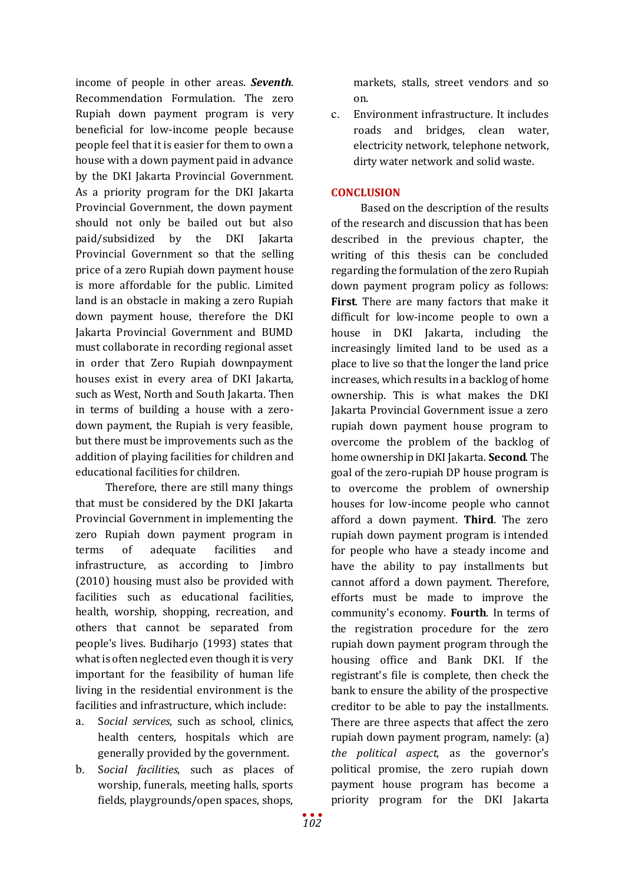income of people in other areas. ***Seventh***. Recommendation Formulation. The zero Rupiah down payment program is very beneficial for low-income people because people feel that it is easier for them to own a house with a down payment paid in advance by the DKI Jakarta Provincial Government. As a priority program for the DKI Jakarta Provincial Government, the down payment should not only be bailed out but also paid/subsidized by the DKI Jakarta Provincial Government so that the selling price of a zero Rupiah down payment house is more affordable for the public. Limited land is an obstacle in making a zero Rupiah down payment house, therefore the DKI Jakarta Provincial Government and BUMD must collaborate in recording regional asset in order that Zero Rupiah downpayment houses exist in every area of DKI Jakarta, such as West, North and South Jakarta. Then in terms of building a house with a zero-down payment, the Rupiah is very feasible, but there must be improvements such as the addition of playing facilities for children and educational facilities for children.

Therefore, there are still many things that must be considered by the DKI Jakarta Provincial Government in implementing the zero Rupiah down payment program in terms of adequate facilities and infrastructure, as according to Jimbro (2010) housing must also be provided with facilities such as educational facilities, health, worship, shopping, recreation, and others that cannot be separated from people's lives. Budiharjo (1993) states that what is often neglected even though it is very important for the feasibility of human life living in the residential environment is the facilities and infrastructure, which include:

a. *Social services*, such as school, clinics, health centers, hospitals which are generally provided by the government.
b. *Social facilities*, such as places of worship, funerals, meeting halls, sports fields, playgrounds/open spaces, shops, markets, stalls, street vendors and so on.
c. Environment infrastructure. It includes roads and bridges, clean water, electricity network, telephone network, dirty water network and solid waste.

## CONCLUSION

Based on the description of the results of the research and discussion that has been described in the previous chapter, the writing of this thesis can be concluded regarding the formulation of the zero Rupiah down payment program policy as follows: **First**. There are many factors that make it difficult for low-income people to own a house in DKI Jakarta, including the increasingly limited land to be used as a place to live so that the longer the land price increases, which results in a backlog of home ownership. This is what makes the DKI Jakarta Provincial Government issue a zero rupiah down payment house program to overcome the problem of the backlog of home ownership in DKI Jakarta. **Second**. The goal of the zero-rupiah DP house program is to overcome the problem of ownership houses for low-income people who cannot afford a down payment. **Third**. The zero rupiah down payment program is intended for people who have a steady income and have the ability to pay installments but cannot afford a down payment. Therefore, efforts must be made to improve the community's economy. **Fourth**. In terms of the registration procedure for the zero rupiah down payment program through the housing office and Bank DKI. If the registrant's file is complete, then check the bank to ensure the ability of the prospective creditor to be able to pay the installments. There are three aspects that affect the zero rupiah down payment program, namely: (a) *the political aspect*, as the governor's political promise, the zero rupiah down payment house program has become a priority program for the DKI Jakarta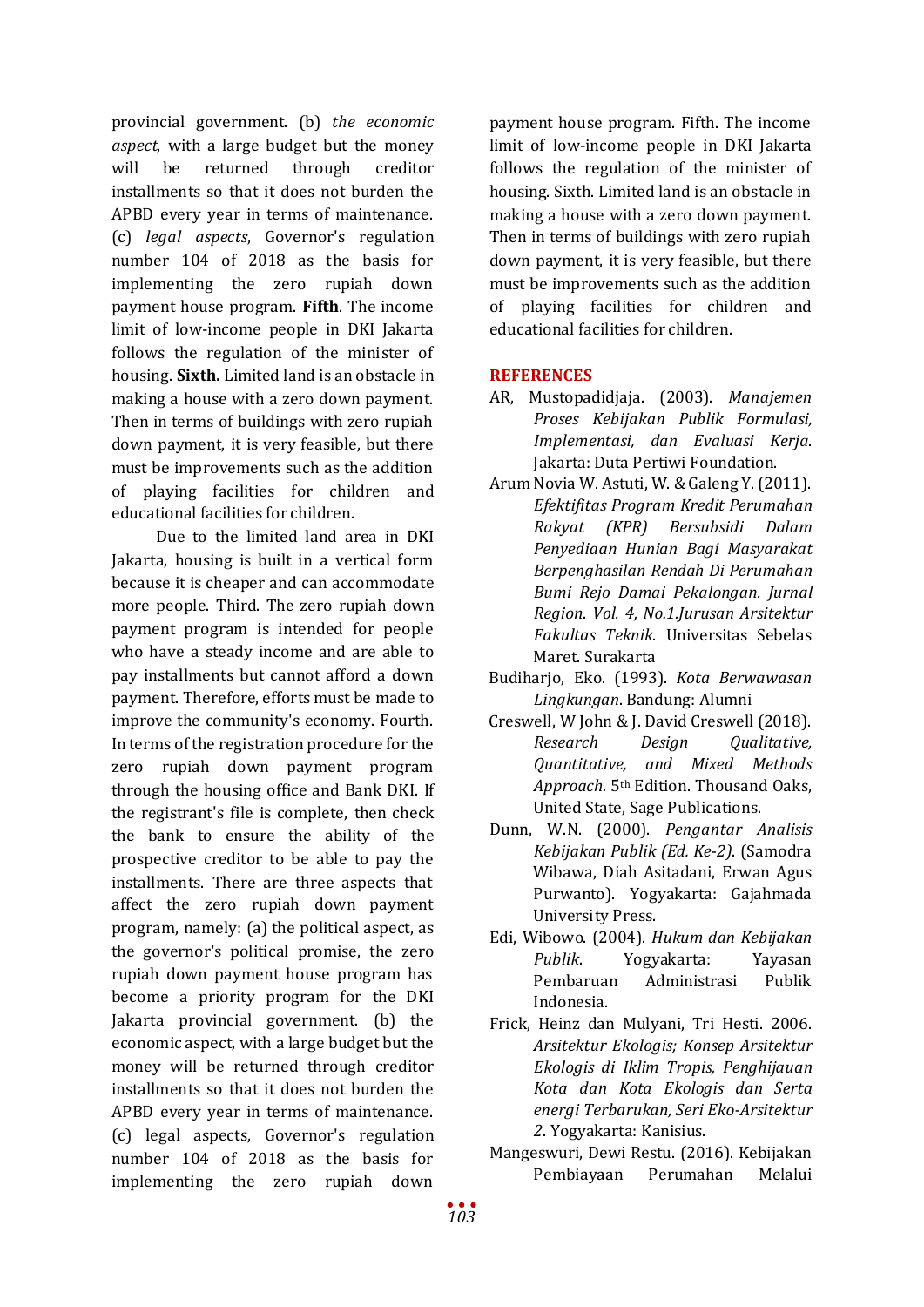provincial government. (b) *the economic aspect*, with a large budget but the money will be returned through creditor installments so that it does not burden the APBD every year in terms of maintenance. (c) *legal aspects*, Governor's regulation number 104 of 2018 as the basis for implementing the zero rupiah down payment house program. **Fifth**. The income limit of low-income people in DKI Jakarta follows the regulation of the minister of housing. **Sixth.** Limited land is an obstacle in making a house with a zero down payment. Then in terms of buildings with zero rupiah down payment, it is very feasible, but there must be improvements such as the addition of playing facilities for children and educational facilities for children.

Due to the limited land area in DKI Jakarta, housing is built in a vertical form because it is cheaper and can accommodate more people. Third. The zero rupiah down payment program is intended for people who have a steady income and are able to pay installments but cannot afford a down payment. Therefore, efforts must be made to improve the community's economy. Fourth. In terms of the registration procedure for the zero rupiah down payment program through the housing office and Bank DKI. If the registrant's file is complete, then check the bank to ensure the ability of the prospective creditor to be able to pay the installments. There are three aspects that affect the zero rupiah down payment program, namely: (a) the political aspect, as the governor's political promise, the zero rupiah down payment house program has become a priority program for the DKI Jakarta provincial government. (b) the economic aspect, with a large budget but the money will be returned through creditor installments so that it does not burden the APBD every year in terms of maintenance. (c) legal aspects, Governor's regulation number 104 of 2018 as the basis for implementing the zero rupiah down payment house program. Fifth. The income limit of low-income people in DKI Jakarta follows the regulation of the minister of housing. Sixth. Limited land is an obstacle in making a house with a zero down payment. Then in terms of buildings with zero rupiah down payment, it is very feasible, but there must be improvements such as the addition of playing facilities for children and educational facilities for children.

## REFERENCES

AR, Mustopadidjaja. (2003). *Manajemen Proses Kebijakan Publik Formulasi, Implementasi, dan Evaluasi Kerja*. Jakarta: Duta Pertiwi Foundation.

Arum Novia W. Astuti, W. & Galeng Y. (2011). *Efektifitas Program Kredit Perumahan Rakyat (KPR) Bersubsidi Dalam Penyediaan Hunian Bagi Masyarakat Berpenghasilan Rendah Di Perumahan Bumi Rejo Damai Pekalongan. Jurnal Region. Vol. 4, No.1.Jurusan Arsitektur Fakultas Teknik*. Universitas Sebelas Maret. Surakarta

Budiharjo, Eko. (1993). *Kota Berwawasan Lingkungan*. Bandung: Alumni

Creswell, W John & J. David Creswell (2018). *Research Design Qualitative, Quantitative, and Mixed Methods Approach*. 5th Edition. Thousand Oaks, United State, Sage Publications.

Dunn, W.N. (2000). *Pengantar Analisis Kebijakan Publik (Ed. Ke-2).* (Samodra Wibawa, Diah Asitadani, Erwan Agus Purwanto). Yogyakarta: Gajahmada University Press.

Edi, Wibowo. (2004). *Hukum dan Kebijakan Publik*. Yogyakarta: Yayasan Pembaruan Administrasi Publik Indonesia.

Frick, Heinz dan Mulyani, Tri Hesti. 2006. *Arsitektur Ekologis; Konsep Arsitektur Ekologis di Iklim Tropis, Penghijauan Kota dan Kota Ekologis dan Serta energi Terbarukan, Seri Eko-Arsitektur 2*. Yogyakarta: Kanisius.

Mangeswuri, Dewi Restu. (2016). Kebijakan Pembiayaan Perumahan Melalui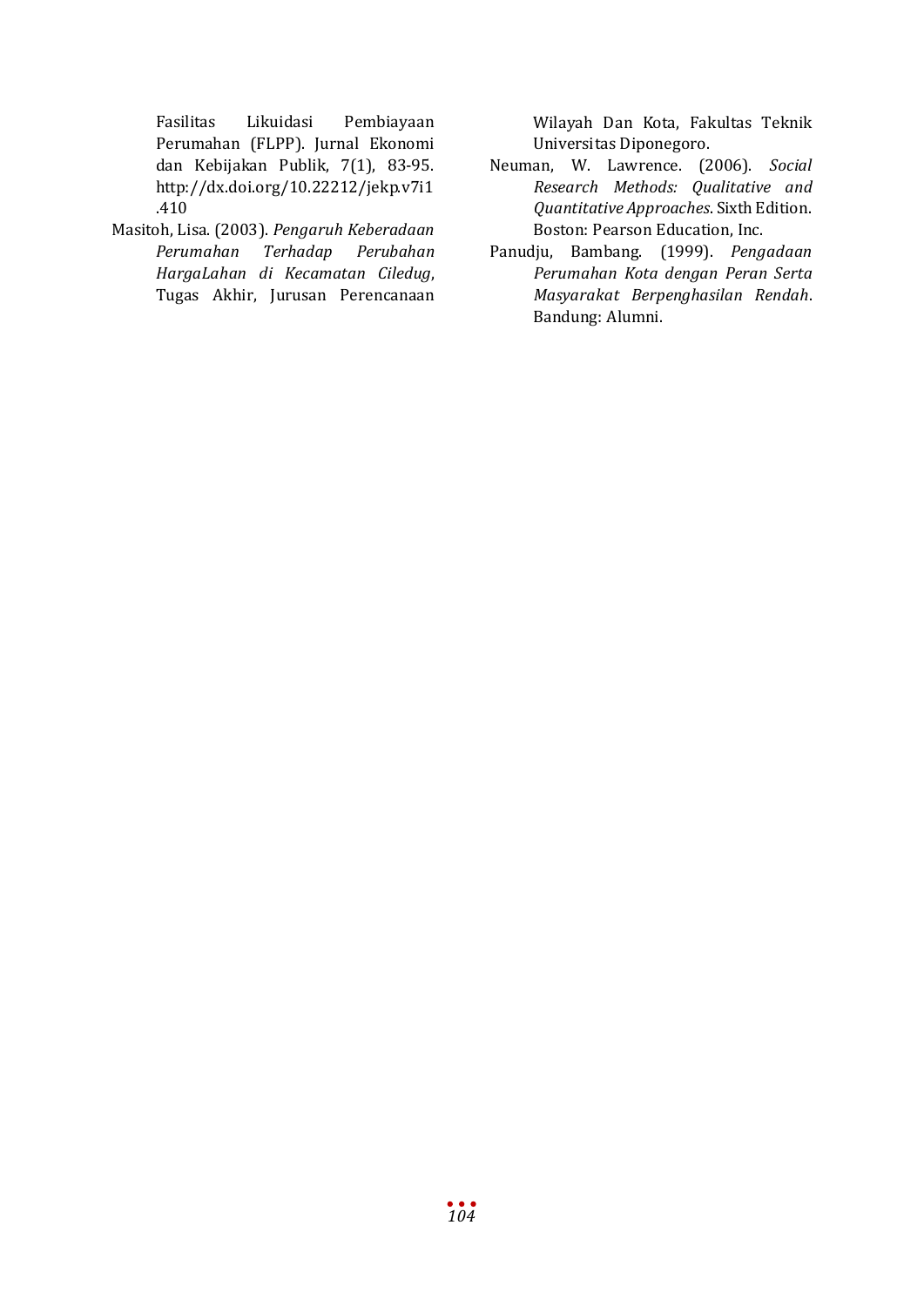Fasilitas Likuidasi Pembiayaan Perumahan (FLPP). Jurnal Ekonomi dan Kebijakan Publik, 7(1), 83-95. http://dx.doi.org/10.22212/jekp.v7i1.410

Masitoh, Lisa. (2003). *Pengaruh Keberadaan Perumahan Terhadap Perubahan HargaLahan di Kecamatan Ciledug*, Tugas Akhir, Jurusan Perencanaan Wilayah Dan Kota, Fakultas Teknik Universitas Diponegoro.

Neuman, W. Lawrence. (2006). *Social Research Methods: Qualitative and Quantitative Approaches*. Sixth Edition. Boston: Pearson Education, Inc.

Panudju, Bambang. (1999). *Pengadaan Perumahan Kota dengan Peran Serta Masyarakat Berpenghasilan Rendah*. Bandung: Alumni.